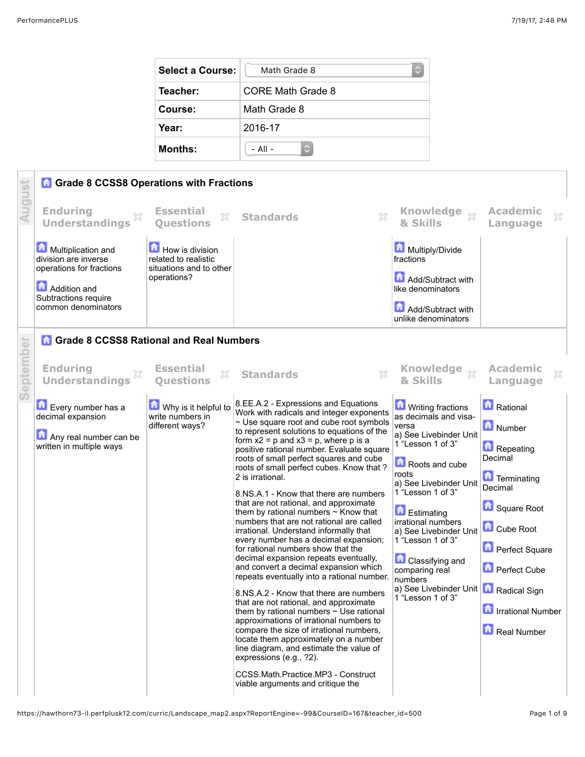| Select a Course: | Math Grade 8 |
| --- | --- |
| Teacher: | CORE Math Grade 8 |
| Course: | Math Grade 8 |
| Year: | 2016-17 |
| Months: | - All - |

## August

### Grade 8 CCSS8 Operations with Fractions

| Enduring Understandings | Essential Questions | Standards | Knowledge & Skills | Academic Language |
| --- | --- | --- | --- | --- |
| Multiplication and division are inverse operations for fractions<br><br>Addition and Subtractions require common denominators | How is division related to realistic situations and to other operations? | | Multiply/Divide fractions<br><br>Add/Subtract with like denominators<br><br>Add/Subtract with unlike denominators | |

## September

### Grade 8 CCSS8 Rational and Real Numbers

| Enduring Understandings | Essential Questions | Standards | Knowledge & Skills | Academic Language |
| --- | --- | --- | --- | --- |
| Every number has a decimal expansion<br><br>Any real number can be written in multiple ways | Why is it helpful to write numbers in different ways? | 8.EE.A.2 - Expressions and Equations Work with radicals and integer exponents ~ Use square root and cube root symbols to represent solutions to equations of the form x2 = p and x3 = p, where p is a positive rational number. Evaluate square roots of small perfect squares and cube roots of small perfect cubes. Know that ? 2 is irrational.<br><br>8.NS.A.1 - Know that there are numbers that are not rational, and approximate them by rational numbers ~ Know that numbers that are not rational are called irrational. Understand informally that every number has a decimal expansion; for rational numbers show that the decimal expansion repeats eventually, and convert a decimal expansion which repeats eventually into a rational number.<br><br>8.NS.A.2 - Know that there are numbers that are not rational, and approximate them by rational numbers ~ Use rational approximations of irrational numbers to compare the size of irrational numbers, locate them approximately on a number line diagram, and estimate the value of expressions (e.g., ?2).<br><br>CCSS.Math.Practice.MP3 - Construct viable arguments and critique the | Writing fractions as decimals and visa-versa<br>a) See Livebinder Unit 1 "Lesson 1 of 3"<br><br>Roots and cube roots<br>a) See Livebinder Unit 1 "Lesson 1 of 3"<br><br>Estimating irrational numbers<br>a) See Livebinder Unit 1 "Lesson 1 of 3"<br><br>Classifying and comparing real numbers<br>a) See Livebinder Unit 1 "Lesson 1 of 3" | Rational<br><br>Number<br><br>Repeating Decimal<br><br>Terminating Decimal<br><br>Square Root<br><br>Cube Root<br><br>Perfect Square<br><br>Perfect Cube<br><br>Radical Sign<br><br>Irrational Number<br><br>Real Number |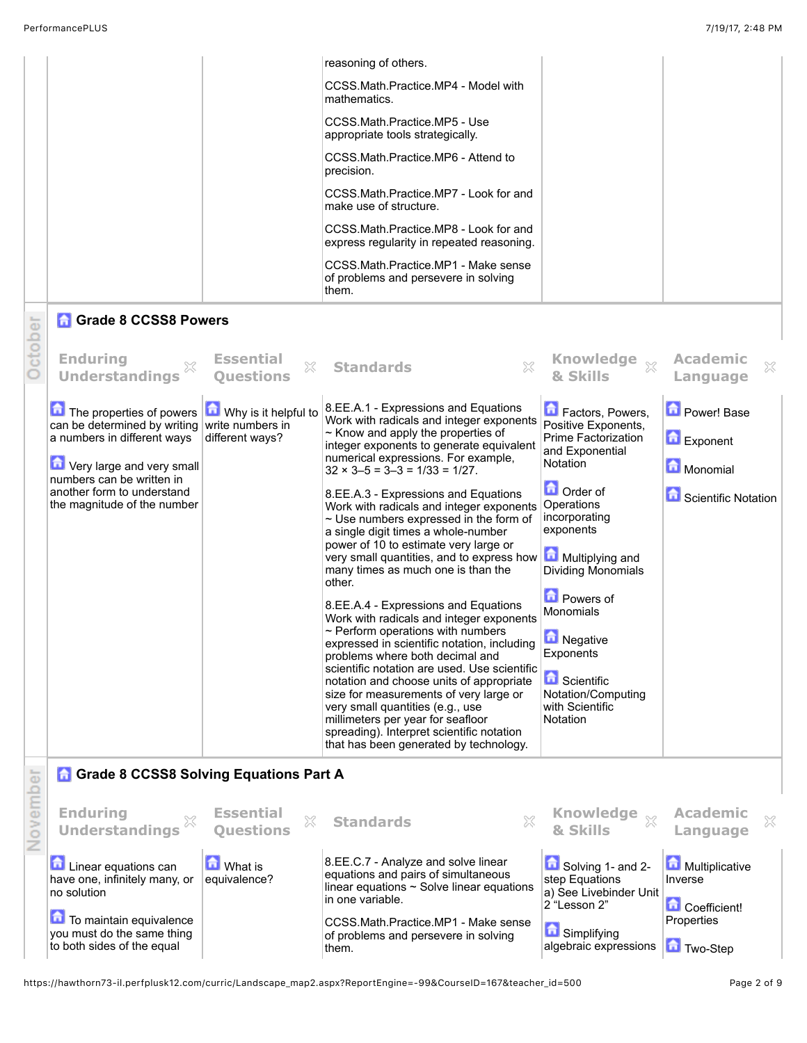| | | | | |
|---|---|---|---|---|
| | | reasoning of others.<br><br>CCSS.Math.Practice.MP4 - Model with mathematics.<br><br>CCSS.Math.Practice.MP5 - Use appropriate tools strategically.<br><br>CCSS.Math.Practice.MP6 - Attend to precision.<br><br>CCSS.Math.Practice.MP7 - Look for and make use of structure.<br><br>CCSS.Math.Practice.MP8 - Look for and express regularity in repeated reasoning.<br><br>CCSS.Math.Practice.MP1 - Make sense of problems and persevere in solving them. | | |

## October

### Grade 8 CCSS8 Powers

| Enduring Understandings | Essential Questions | Standards | Knowledge & Skills | Academic Language |
|---|---|---|---|---|
| The properties of powers can be determined by writing a numbers in different ways<br><br>Very large and very small numbers can be written in another form to understand the magnitude of the number | Why is it helpful to write numbers in different ways? | 8.EE.A.1 - Expressions and Equations Work with radicals and integer exponents ~ Know and apply the properties of integer exponents to generate equivalent numerical expressions. For example, 32 × 3–5 = 3–3 = 1/33 = 1/27.<br><br>8.EE.A.3 - Expressions and Equations Work with radicals and integer exponents ~ Use numbers expressed in the form of a single digit times a whole-number power of 10 to estimate very large or very small quantities, and to express how many times as much one is than the other.<br><br>8.EE.A.4 - Expressions and Equations Work with radicals and integer exponents ~ Perform operations with numbers expressed in scientific notation, including problems where both decimal and scientific notation are used. Use scientific notation and choose units of appropriate size for measurements of very large or very small quantities (e.g., use millimeters per year for seafloor spreading). Interpret scientific notation that has been generated by technology. | Factors, Powers, Positive Exponents, Prime Factorization and Exponential Notation<br><br>Order of Operations incorporating exponents<br><br>Multiplying and Dividing Monomials<br><br>Powers of Monomials<br><br>Negative Exponents<br><br>Scientific Notation/Computing with Scientific Notation | Power! Base<br><br>Exponent<br><br>Monomial<br><br>Scientific Notation |

## November

### Grade 8 CCSS8 Solving Equations Part A

| Enduring Understandings | Essential Questions | Standards | Knowledge & Skills | Academic Language |
|---|---|---|---|---|
| Linear equations can have one, infinitely many, or no solution<br><br>To maintain equivalence you must do the same thing to both sides of the equal | What is equivalence? | 8.EE.C.7 - Analyze and solve linear equations and pairs of simultaneous linear equations ~ Solve linear equations in one variable.<br><br>CCSS.Math.Practice.MP1 - Make sense of problems and persevere in solving them. | Solving 1- and 2-step Equations a) See Livebinder Unit 2 "Lesson 2"<br><br>Simplifying algebraic expressions | Multiplicative Inverse<br><br>Coefficient! Properties<br><br>Two-Step |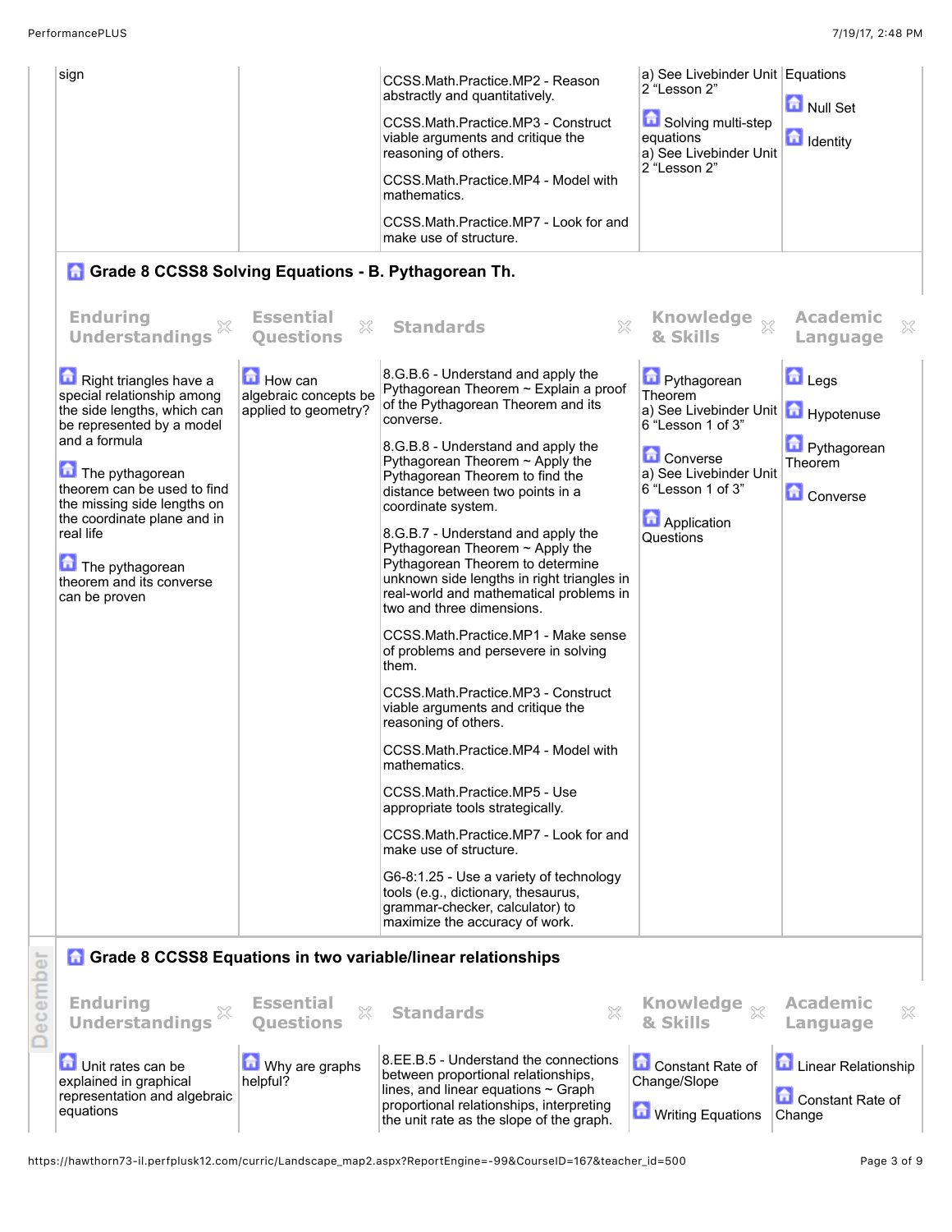| | | | | |
|---|---|---|---|---|
| sign | | CCSS.Math.Practice.MP2 - Reason abstractly and quantitatively.<br><br>CCSS.Math.Practice.MP3 - Construct viable arguments and critique the reasoning of others.<br><br>CCSS.Math.Practice.MP4 - Model with mathematics.<br><br>CCSS.Math.Practice.MP7 - Look for and make use of structure. | a) See Livebinder Unit 2 “Lesson 2”<br><br>Solving multi-step equations<br>a) See Livebinder Unit 2 “Lesson 2” | Equations<br><br>Null Set<br><br>Identity |

### Grade 8 CCSS8 Solving Equations - B. Pythagorean Th.

| Enduring Understandings | Essential Questions | Standards | Knowledge & Skills | Academic Language |
|---|---|---|---|---|
| Right triangles have a special relationship among the side lengths, which can be represented by a model and a formula<br><br>The pythagorean theorem can be used to find the missing side lengths on the coordinate plane and in real life<br><br>The pythagorean theorem and its converse can be proven | How can algebraic concepts be applied to geometry? | 8.G.B.6 - Understand and apply the Pythagorean Theorem ~ Explain a proof of the Pythagorean Theorem and its converse.<br><br>8.G.B.8 - Understand and apply the Pythagorean Theorem ~ Apply the Pythagorean Theorem to find the distance between two points in a coordinate system.<br><br>8.G.B.7 - Understand and apply the Pythagorean Theorem ~ Apply the Pythagorean Theorem to determine unknown side lengths in right triangles in real-world and mathematical problems in two and three dimensions.<br><br>CCSS.Math.Practice.MP1 - Make sense of problems and persevere in solving them.<br><br>CCSS.Math.Practice.MP3 - Construct viable arguments and critique the reasoning of others.<br><br>CCSS.Math.Practice.MP4 - Model with mathematics.<br><br>CCSS.Math.Practice.MP5 - Use appropriate tools strategically.<br><br>CCSS.Math.Practice.MP7 - Look for and make use of structure.<br><br>G6-8:1.25 - Use a variety of technology tools (e.g., dictionary, thesaurus, grammar-checker, calculator) to maximize the accuracy of work. | Pythagorean Theorem<br>a) See Livebinder Unit 6 “Lesson 1 of 3”<br><br>Converse<br>a) See Livebinder Unit 6 “Lesson 1 of 3”<br><br>Application Questions | Legs<br><br>Hypotenuse<br><br>Pythagorean Theorem<br><br>Converse |

December

### Grade 8 CCSS8 Equations in two variable/linear relationships

| Enduring Understandings | Essential Questions | Standards | Knowledge & Skills | Academic Language |
|---|---|---|---|---|
| Unit rates can be explained in graphical representation and algebraic equations | Why are graphs helpful? | 8.EE.B.5 - Understand the connections between proportional relationships, lines, and linear equations ~ Graph proportional relationships, interpreting the unit rate as the slope of the graph. | Constant Rate of Change/Slope<br><br>Writing Equations | Linear Relationship<br><br>Constant Rate of Change |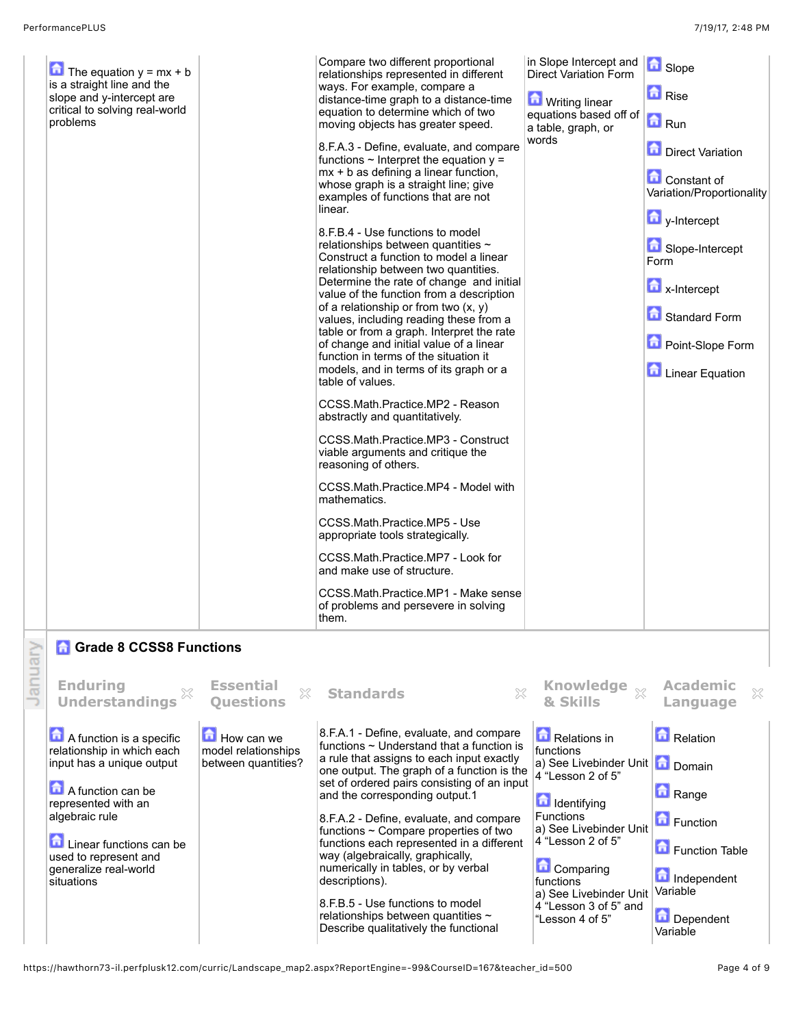| Enduring Understandings | Essential Questions | Standards | Knowledge & Skills | Academic Language |
|---|---|---|---|---|
| The equation $y = mx + b$ is a straight line and the slope and y-intercept are critical to solving real-world problems | | Compare two different proportional relationships represented in different ways. For example, compare a distance-time graph to a distance-time equation to determine which of two moving objects has greater speed.<br><br>8.F.A.3 - Define, evaluate, and compare functions ~ Interpret the equation $y = mx + b$ as defining a linear function, whose graph is a straight line; give examples of functions that are not linear.<br><br>8.F.B.4 - Use functions to model relationships between quantities ~ Construct a function to model a linear relationship between two quantities. Determine the rate of change and initial value of the function from a description of a relationship or from two (x, y) values, including reading these from a table or from a graph. Interpret the rate of change and initial value of a linear function in terms of the situation it models, and in terms of its graph or a table of values.<br><br>CCSS.Math.Practice.MP2 - Reason abstractly and quantitatively.<br><br>CCSS.Math.Practice.MP3 - Construct viable arguments and critique the reasoning of others.<br><br>CCSS.Math.Practice.MP4 - Model with mathematics.<br><br>CCSS.Math.Practice.MP5 - Use appropriate tools strategically.<br><br>CCSS.Math.Practice.MP7 - Look for and make use of structure.<br><br>CCSS.Math.Practice.MP1 - Make sense of problems and persevere in solving them. | in Slope Intercept and Direct Variation Form<br><br>Writing linear equations based off of a table, graph, or words | Slope<br><br>Rise<br><br>Run<br><br>Direct Variation<br><br>Constant of Variation/Proportionality<br><br>y-Intercept<br><br>Slope-Intercept Form<br><br>x-Intercept<br><br>Standard Form<br><br>Point-Slope Form<br><br>Linear Equation |

January

## Grade 8 CCSS8 Functions

| Enduring Understandings | Essential Questions | Standards | Knowledge & Skills | Academic Language |
|---|---|---|---|---|
| A function is a specific relationship in which each input has a unique output<br><br>A function can be represented with an algebraic rule<br><br>Linear functions can be used to represent and generalize real-world situations | How can we model relationships between quantities? | 8.F.A.1 - Define, evaluate, and compare functions ~ Understand that a function is a rule that assigns to each input exactly one output. The graph of a function is the set of ordered pairs consisting of an input and the corresponding output.1<br><br>8.F.A.2 - Define, evaluate, and compare functions ~ Compare properties of two functions each represented in a different way (algebraically, graphically, numerically in tables, or by verbal descriptions).<br><br>8.F.B.5 - Use functions to model relationships between quantities ~ Describe qualitatively the functional | Relations in functions<br>a) See Livebinder Unit 4 "Lesson 2 of 5"<br><br>Identifying Functions<br>a) See Livebinder Unit 4 "Lesson 2 of 5"<br><br>Comparing functions<br>a) See Livebinder Unit 4 "Lesson 3 of 5" and "Lesson 4 of 5" | Relation<br><br>Domain<br><br>Range<br><br>Function<br><br>Function Table<br><br>Independent Variable<br><br>Dependent Variable |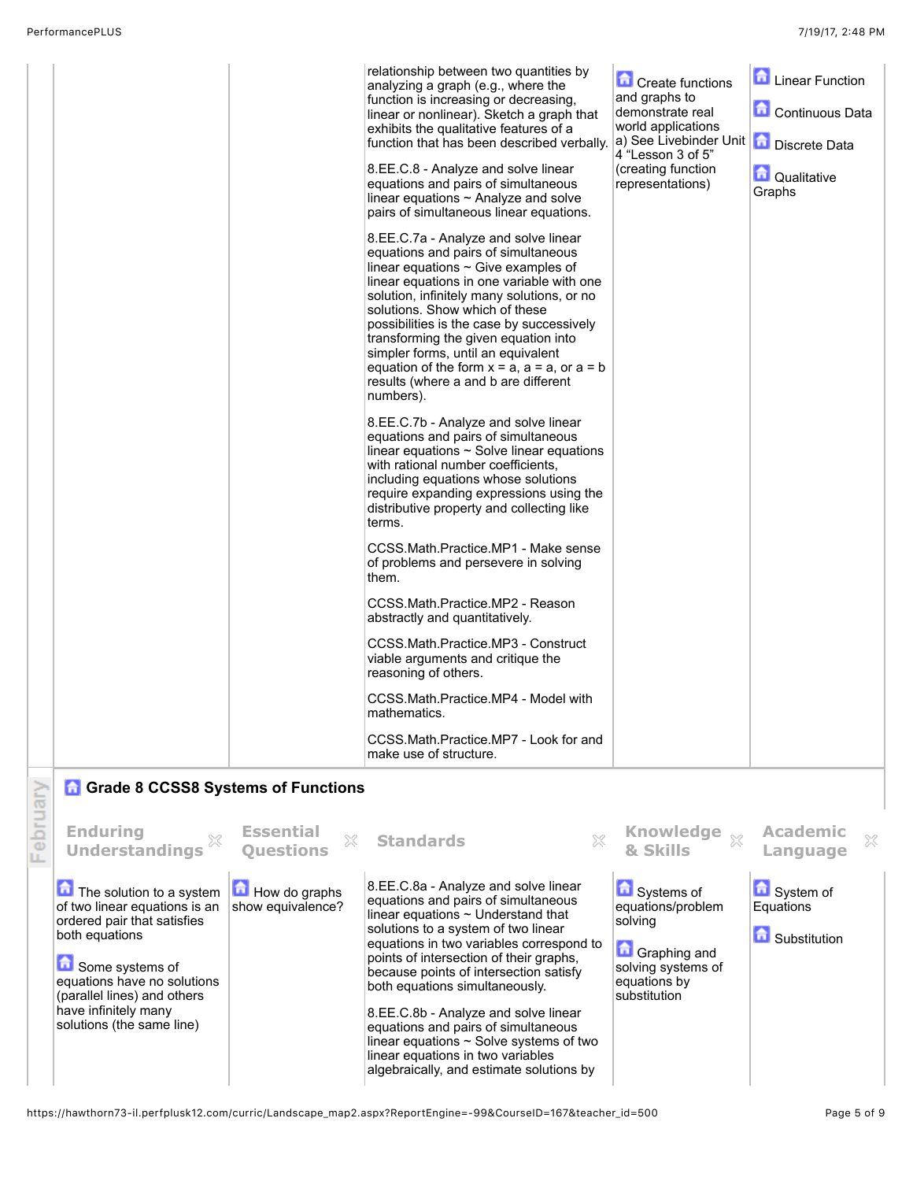| | | | | |
|---|---|---|---|---|
| | | relationship between two quantities by analyzing a graph (e.g., where the function is increasing or decreasing, linear or nonlinear). Sketch a graph that exhibits the qualitative features of a function that has been described verbally.<br><br>8.EE.C.8 - Analyze and solve linear equations and pairs of simultaneous linear equations ~ Analyze and solve pairs of simultaneous linear equations.<br><br>8.EE.C.7a - Analyze and solve linear equations and pairs of simultaneous linear equations ~ Give examples of linear equations in one variable with one solution, infinitely many solutions, or no solutions. Show which of these possibilities is the case by successively transforming the given equation into simpler forms, until an equivalent equation of the form x = a, a = a, or a = b results (where a and b are different numbers).<br><br>8.EE.C.7b - Analyze and solve linear equations and pairs of simultaneous linear equations ~ Solve linear equations with rational number coefficients, including equations whose solutions require expanding expressions using the distributive property and collecting like terms.<br><br>CCSS.Math.Practice.MP1 - Make sense of problems and persevere in solving them.<br><br>CCSS.Math.Practice.MP2 - Reason abstractly and quantitatively.<br><br>CCSS.Math.Practice.MP3 - Construct viable arguments and critique the reasoning of others.<br><br>CCSS.Math.Practice.MP4 - Model with mathematics.<br><br>CCSS.Math.Practice.MP7 - Look for and make use of structure. | Create functions and graphs to demonstrate real world applications<br>a) See Livebinder Unit 4 "Lesson 3 of 5" (creating function representations) | Linear Function<br><br>Continuous Data<br><br>Discrete Data<br><br>Qualitative Graphs |

## Grade 8 CCSS8 Systems of Functions

February

| Enduring Understandings | Essential Questions | Standards | Knowledge & Skills | Academic Language |
|---|---|---|---|---|
| The solution to a system of two linear equations is an ordered pair that satisfies both equations<br><br>Some systems of equations have no solutions (parallel lines) and others have infinitely many solutions (the same line) | How do graphs show equivalence? | 8.EE.C.8a - Analyze and solve linear equations and pairs of simultaneous linear equations ~ Understand that solutions to a system of two linear equations in two variables correspond to points of intersection of their graphs, because points of intersection satisfy both equations simultaneously.<br><br>8.EE.C.8b - Analyze and solve linear equations and pairs of simultaneous linear equations ~ Solve systems of two linear equations in two variables algebraically, and estimate solutions by | Systems of equations/problem solving<br><br>Graphing and solving systems of equations by substitution | System of Equations<br><br>Substitution |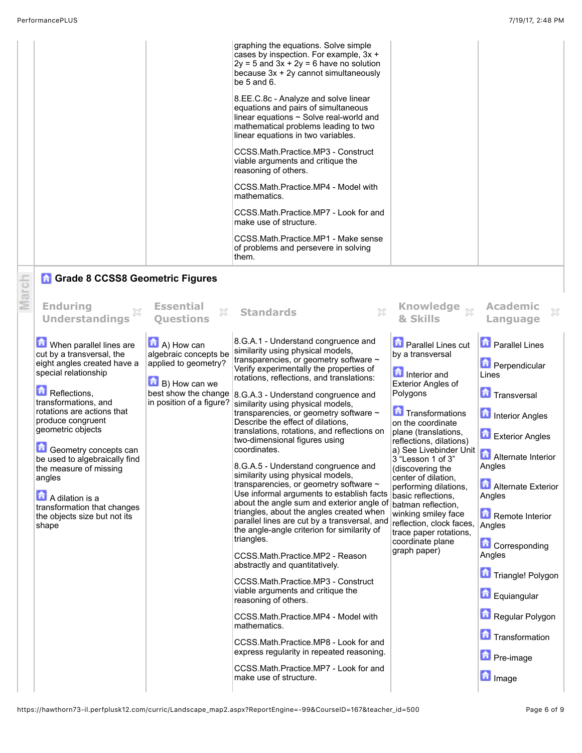| | | | | |
|---|---|---|---|---|
| | | graphing the equations. Solve simple cases by inspection. For example, $3x + 2y = 5$ and $3x + 2y = 6$ have no solution because $3x + 2y$ cannot simultaneously be 5 and 6.<br><br>8.EE.C.8c - Analyze and solve linear equations and pairs of simultaneous linear equations ~ Solve real-world and mathematical problems leading to two linear equations in two variables.<br><br>CCSS.Math.Practice.MP3 - Construct viable arguments and critique the reasoning of others.<br><br>CCSS.Math.Practice.MP4 - Model with mathematics.<br><br>CCSS.Math.Practice.MP7 - Look for and make use of structure.<br><br>CCSS.Math.Practice.MP1 - Make sense of problems and persevere in solving them. | | |

March

## Grade 8 CCSS8 Geometric Figures

| Enduring Understandings | Essential Questions | Standards | Knowledge & Skills | Academic Language |
|---|---|---|---|---|
| When parallel lines are cut by a transversal, the eight angles created have a special relationship<br><br>Reflections, transformations, and rotations are actions that produce congruent geometric objects<br><br>Geometry concepts can be used to algebraically find the measure of missing angles<br><br>A dilation is a transformation that changes the objects size but not its shape | A) How can algebraic concepts be applied to geometry?<br><br>B) How can we best show the change in position of a figure? | 8.G.A.1 - Understand congruence and similarity using physical models, transparencies, or geometry software ~ Verify experimentally the properties of rotations, reflections, and translations:<br><br>8.G.A.3 - Understand congruence and similarity using physical models, transparencies, or geometry software ~ Describe the effect of dilations, translations, rotations, and reflections on two-dimensional figures using coordinates.<br><br>8.G.A.5 - Understand congruence and similarity using physical models, transparencies, or geometry software ~ Use informal arguments to establish facts about the angle sum and exterior angle of triangles, about the angles created when parallel lines are cut by a transversal, and the angle-angle criterion for similarity of triangles.<br><br>CCSS.Math.Practice.MP2 - Reason abstractly and quantitatively.<br><br>CCSS.Math.Practice.MP3 - Construct viable arguments and critique the reasoning of others.<br><br>CCSS.Math.Practice.MP4 - Model with mathematics.<br><br>CCSS.Math.Practice.MP8 - Look for and express regularity in repeated reasoning.<br><br>CCSS.Math.Practice.MP7 - Look for and make use of structure. | Parallel Lines cut by a transversal<br><br>Interior and Exterior Angles of Polygons<br><br>Transformations on the coordinate plane (translations, reflections, dilations) a) See Livebinder Unit 3 "Lesson 1 of 3" (discovering the center of dilation, performing dilations, basic reflections, batman reflection, winking smiley face reflection, clock faces, trace paper rotations, coordinate plane graph paper) | Parallel Lines<br><br>Perpendicular Lines<br><br>Transversal<br><br>Interior Angles<br><br>Exterior Angles<br><br>Alternate Interior Angles<br><br>Alternate Exterior Angles<br><br>Remote Interior Angles<br><br>Corresponding Angles<br><br>Triangle! Polygon<br><br>Equiangular<br><br>Regular Polygon<br><br>Transformation<br><br>Pre-image<br><br>Image |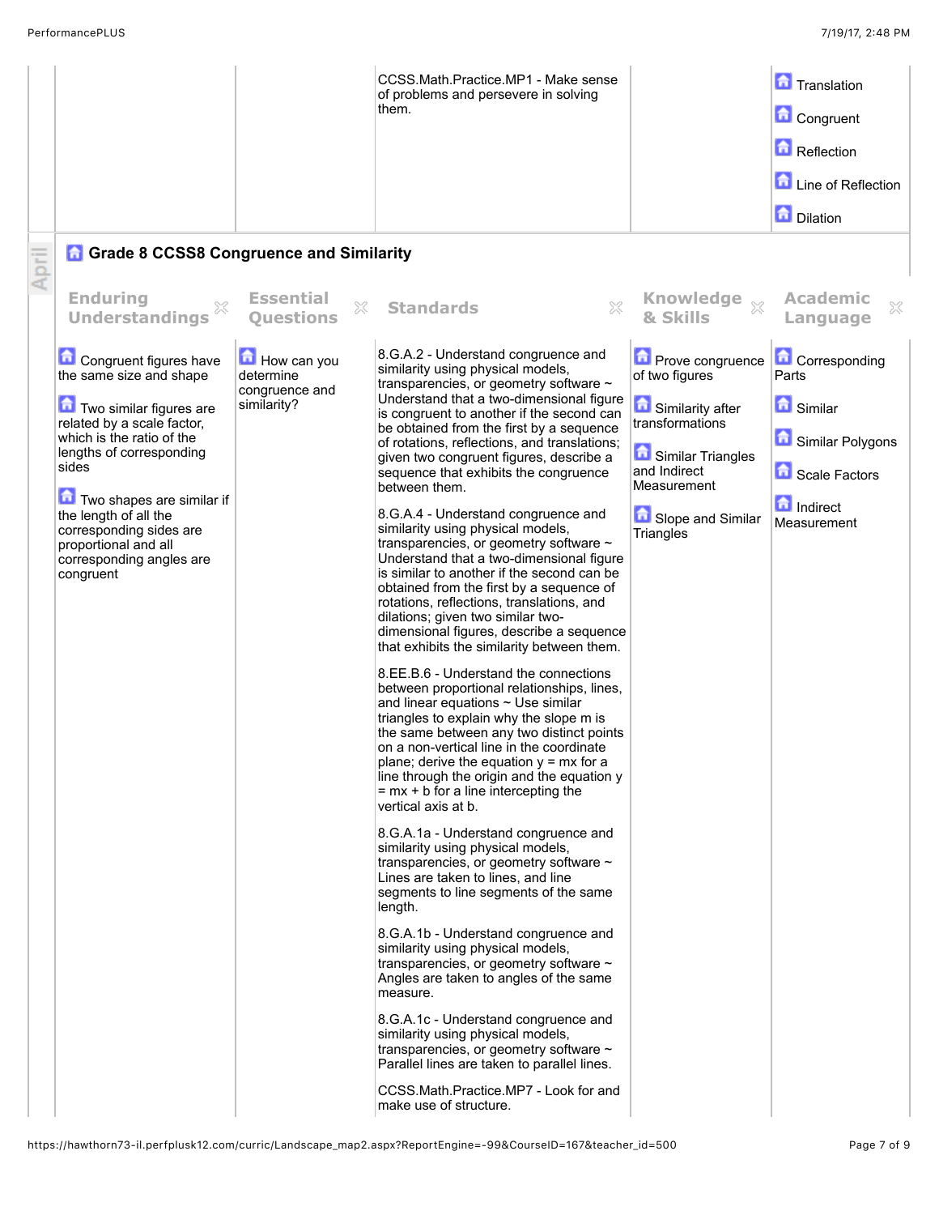| | | | | |
|---|---|---|---|---|
| | | CCSS.Math.Practice.MP1 - Make sense of problems and persevere in solving them. | | Translation<br>Congruent<br>Reflection<br>Line of Reflection<br>Dilation |

April

## Grade 8 CCSS8 Congruence and Similarity

| Enduring Understandings | Essential Questions | Standards | Knowledge & Skills | Academic Language |
|---|---|---|---|---|
| Congruent figures have the same size and shape<br><br>Two similar figures are related by a scale factor, which is the ratio of the lengths of corresponding sides<br><br>Two shapes are similar if the length of all the corresponding sides are proportional and all corresponding angles are congruent | How can you determine congruence and similarity? | 8.G.A.2 - Understand congruence and similarity using physical models, transparencies, or geometry software ~ Understand that a two-dimensional figure is congruent to another if the second can be obtained from the first by a sequence of rotations, reflections, and translations; given two congruent figures, describe a sequence that exhibits the congruence between them.<br><br>8.G.A.4 - Understand congruence and similarity using physical models, transparencies, or geometry software ~ Understand that a two-dimensional figure is similar to another if the second can be obtained from the first by a sequence of rotations, reflections, translations, and dilations; given two similar two-dimensional figures, describe a sequence that exhibits the similarity between them.<br><br>8.EE.B.6 - Understand the connections between proportional relationships, lines, and linear equations ~ Use similar triangles to explain why the slope m is the same between any two distinct points on a non-vertical line in the coordinate plane; derive the equation $y = mx$ for a line through the origin and the equation $y = mx + b$ for a line intercepting the vertical axis at b.<br><br>8.G.A.1a - Understand congruence and similarity using physical models, transparencies, or geometry software ~ Lines are taken to lines, and line segments to line segments of the same length.<br><br>8.G.A.1b - Understand congruence and similarity using physical models, transparencies, or geometry software ~ Angles are taken to angles of the same measure.<br><br>8.G.A.1c - Understand congruence and similarity using physical models, transparencies, or geometry software ~ Parallel lines are taken to parallel lines.<br><br>CCSS.Math.Practice.MP7 - Look for and make use of structure. | Prove congruence of two figures<br><br>Similarity after transformations<br><br>Similar Triangles and Indirect Measurement<br><br>Slope and Similar Triangles | Corresponding Parts<br><br>Similar<br><br>Similar Polygons<br><br>Scale Factors<br><br>Indirect Measurement |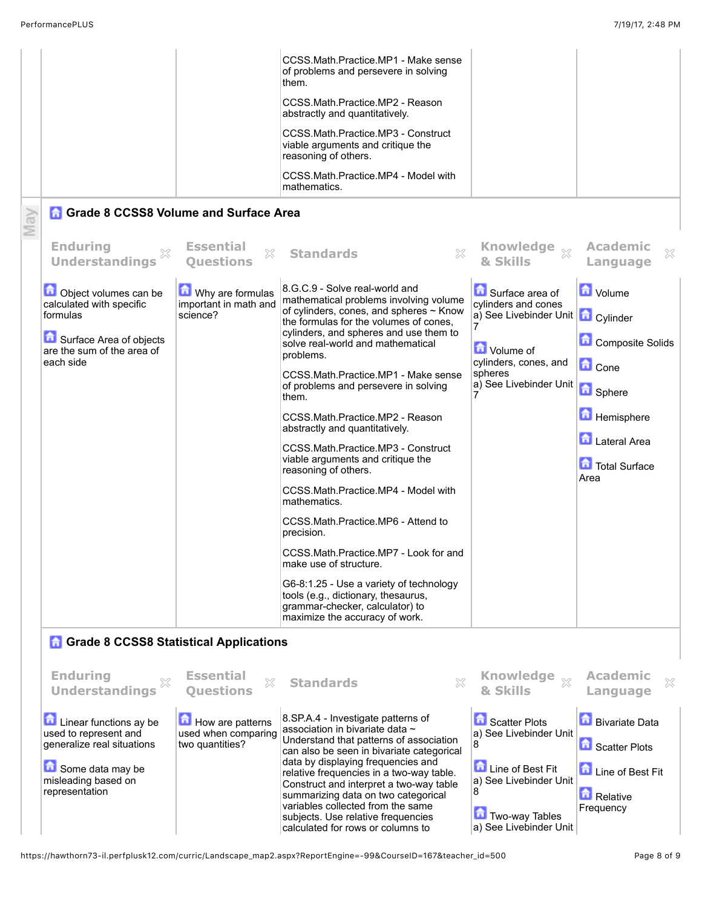| | | | | |
|---|---|---|---|---|
| | | CCSS.Math.Practice.MP1 - Make sense of problems and persevere in solving them.<br><br>CCSS.Math.Practice.MP2 - Reason abstractly and quantitatively.<br><br>CCSS.Math.Practice.MP3 - Construct viable arguments and critique the reasoning of others.<br><br>CCSS.Math.Practice.MP4 - Model with mathematics. | | |

May

## Grade 8 CCSS8 Volume and Surface Area

| Enduring Understandings | Essential Questions | Standards | Knowledge & Skills | Academic Language |
|---|---|---|---|---|
| Object volumes can be calculated with specific formulas<br><br>Surface Area of objects are the sum of the area of each side | Why are formulas important in math and science? | 8.G.C.9 - Solve real-world and mathematical problems involving volume of cylinders, cones, and spheres ~ Know the formulas for the volumes of cones, cylinders, and spheres and use them to solve real-world and mathematical problems.<br><br>CCSS.Math.Practice.MP1 - Make sense of problems and persevere in solving them.<br><br>CCSS.Math.Practice.MP2 - Reason abstractly and quantitatively.<br><br>CCSS.Math.Practice.MP3 - Construct viable arguments and critique the reasoning of others.<br><br>CCSS.Math.Practice.MP4 - Model with mathematics.<br><br>CCSS.Math.Practice.MP6 - Attend to precision.<br><br>CCSS.Math.Practice.MP7 - Look for and make use of structure.<br><br>G6-8:1.25 - Use a variety of technology tools (e.g., dictionary, thesaurus, grammar-checker, calculator) to maximize the accuracy of work. | Surface area of cylinders and cones<br>a) See Livebinder Unit 7<br><br>Volume of cylinders, cones, and spheres<br>a) See Livebinder Unit 7 | Volume<br><br>Cylinder<br><br>Composite Solids<br><br>Cone<br><br>Sphere<br><br>Hemisphere<br><br>Lateral Area<br><br>Total Surface Area |

## Grade 8 CCSS8 Statistical Applications

| Enduring Understandings | Essential Questions | Standards | Knowledge & Skills | Academic Language |
|---|---|---|---|---|
| Linear functions ay be used to represent and generalize real situations<br><br>Some data may be misleading based on representation | How are patterns used when comparing two quantities? | 8.SP.A.4 - Investigate patterns of association in bivariate data ~ Understand that patterns of association can also be seen in bivariate categorical data by displaying frequencies and relative frequencies in a two-way table. Construct and interpret a two-way table summarizing data on two categorical variables collected from the same subjects. Use relative frequencies calculated for rows or columns to | Scatter Plots<br>a) See Livebinder Unit 8<br><br>Line of Best Fit<br>a) See Livebinder Unit 8<br><br>Two-way Tables<br>a) See Livebinder Unit | Bivariate Data<br><br>Scatter Plots<br><br>Line of Best Fit<br><br>Relative Frequency |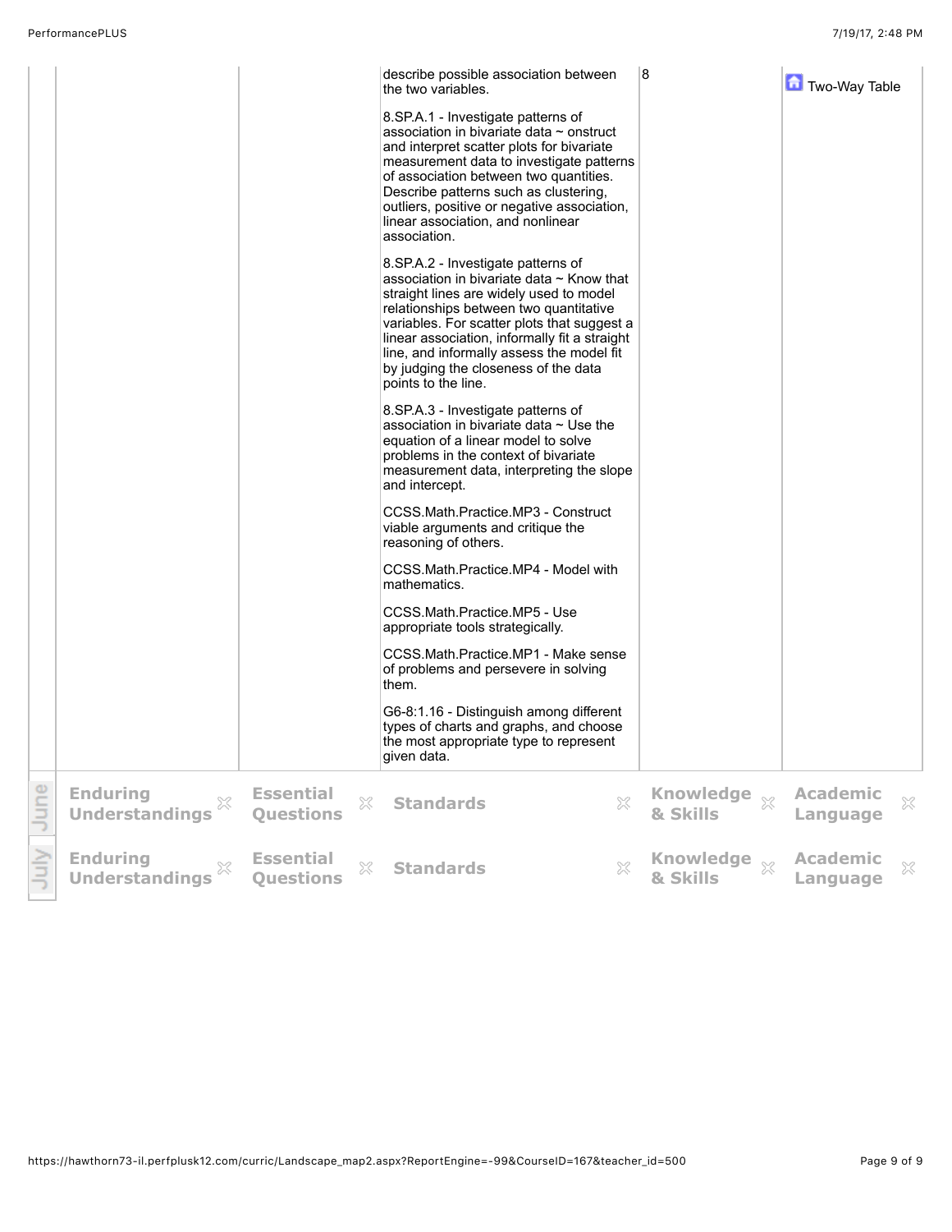| | | | | | |
|---|---|---|---|---|---|
| | | | describe possible association between the two variables.<br><br>8.SP.A.1 - Investigate patterns of association in bivariate data ~ onstruct and interpret scatter plots for bivariate measurement data to investigate patterns of association between two quantities. Describe patterns such as clustering, outliers, positive or negative association, linear association, and nonlinear association.<br><br>8.SP.A.2 - Investigate patterns of association in bivariate data ~ Know that straight lines are widely used to model relationships between two quantitative variables. For scatter plots that suggest a linear association, informally fit a straight line, and informally assess the model fit by judging the closeness of the data points to the line.<br><br>8.SP.A.3 - Investigate patterns of association in bivariate data ~ Use the equation of a linear model to solve problems in the context of bivariate measurement data, interpreting the slope and intercept.<br><br>CCSS.Math.Practice.MP3 - Construct viable arguments and critique the reasoning of others.<br><br>CCSS.Math.Practice.MP4 - Model with mathematics.<br><br>CCSS.Math.Practice.MP5 - Use appropriate tools strategically.<br><br>CCSS.Math.Practice.MP1 - Make sense of problems and persevere in solving them.<br><br>G6-8:1.16 - Distinguish among different types of charts and graphs, and choose the most appropriate type to represent given data. | 8 | Two-Way Table |
| June | Enduring Understandings | Essential Questions | Standards | Knowledge & Skills | Academic Language |
| July | Enduring Understandings | Essential Questions | Standards | Knowledge & Skills | Academic Language |